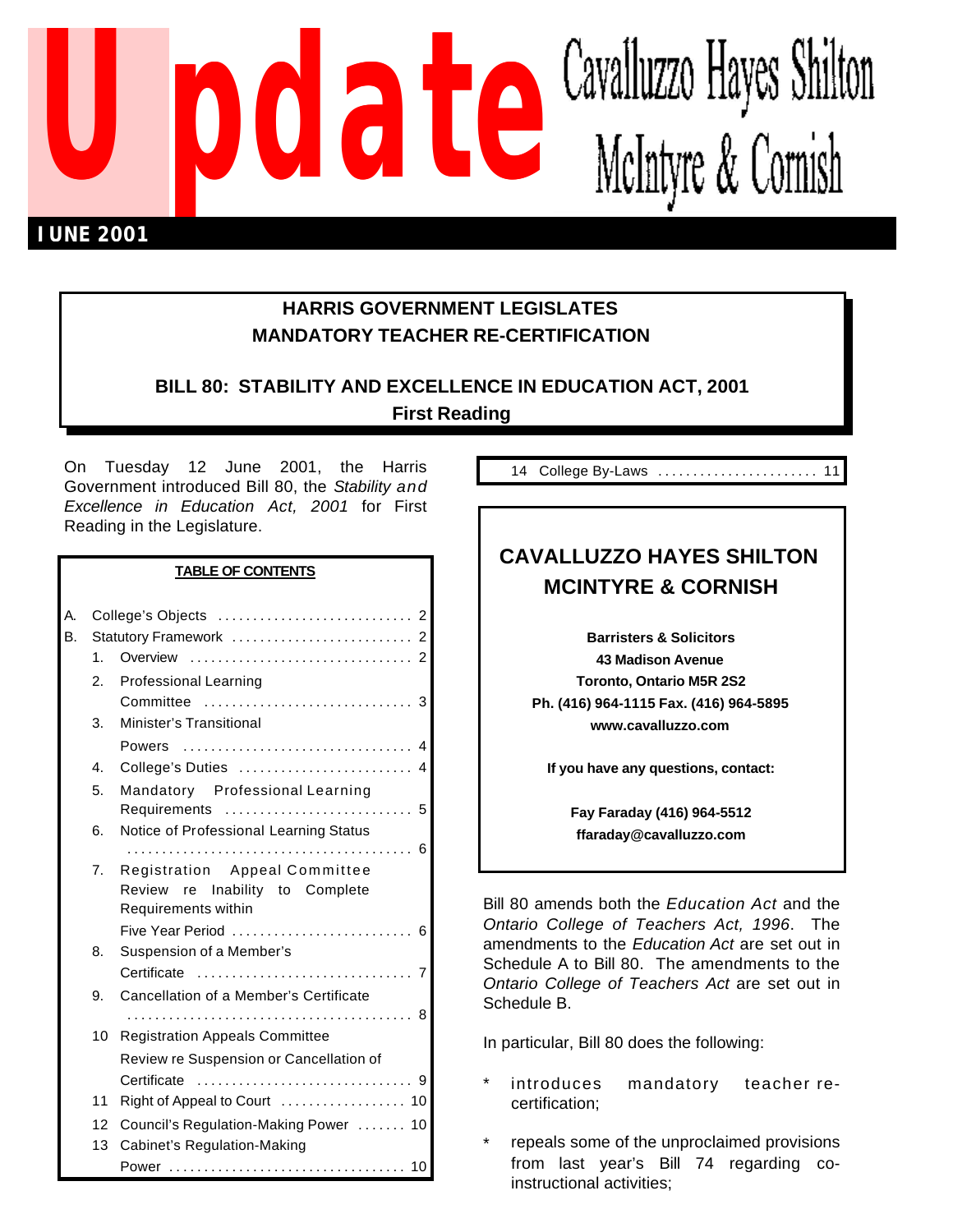# Update

Cavalluzzo Hayes Shilton McIntyre & Cornish

**JUNE 2001**

## HARRIS GOVERNMENT LEGISLATES MANDATORY TEACHER RE-CERTIFICATION

### BILL 80: STABILITY AND EXCELLENCE IN EDUCATION ACT, 2001

**First Reading**

On Tuesday 12 June 2001, the Harris Government introduced Bill 80, the *Stability and Excellence in Education Act, 2001* for First Reading in the Legislature.

**TABLE OF CONTENTS**

| | | | Page |
|---|---|---|---|
| A. | College's Objects | | 2 |
| B. | Statutory Framework | | 2 |
| | 1. | Overview | 2 |
| | 2. | Professional Learning Committee | 3 |
| | 3. | Minister's Transitional Powers | 4 |
| | 4. | College's Duties | 4 |
| | 5. | Mandatory Professional Learning Requirements | 5 |
| | 6. | Notice of Professional Learning Status | 6 |
| | 7. | Registration Appeal Committee Review re Inability to Complete Requirements within Five Year Period | 6 |
| | 8. | Suspension of a Member's Certificate | 7 |
| | 9. | Cancellation of a Member's Certificate | 8 |
| | 10 | Registration Appeals Committee Review re Suspension or Cancellation of Certificate | 9 |
| | 11 | Right of Appeal to Court | 10 |
| | 12 | Council's Regulation-Making Power | 10 |
| | 13 | Cabinet's Regulation-Making Power | 10 |
| | 14 | College By-Laws | 11 |

**CAVALLUZZO HAYES SHILTON MCINTYRE & CORNISH**

**Barristers & Solicitors**
**43 Madison Avenue**
**Toronto, Ontario M5R 2S2**
**Ph. (416) 964-1115 Fax. (416) 964-5895**
**www.cavalluzzo.com**

**If you have any questions, contact:**

**Fay Faraday (416) 964-5512**
**ffaraday@cavalluzzo.com**

Bill 80 amends both the *Education Act* and the *Ontario College of Teachers Act, 1996*. The amendments to the *Education Act* are set out in Schedule A to Bill 80. The amendments to the *Ontario College of Teachers Act* are set out in Schedule B.

In particular, Bill 80 does the following:

* introduces mandatory teacher re-certification;
* repeals some of the unproclaimed provisions from last year's Bill 74 regarding co-instructional activities;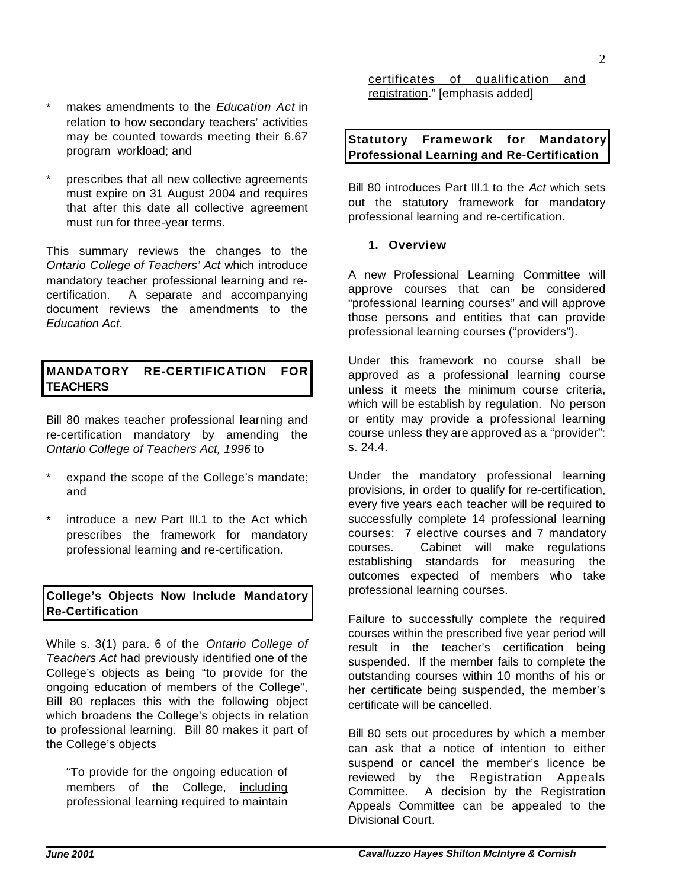* makes amendments to the *Education Act* in relation to how secondary teachers' activities may be counted towards meeting their 6.67 program workload; and

* prescribes that all new collective agreements must expire on 31 August 2004 and requires that after this date all collective agreement must run for three-year terms.

This summary reviews the changes to the *Ontario College of Teachers' Act* which introduce mandatory teacher professional learning and re-certification. A separate and accompanying document reviews the amendments to the *Education Act*.

## MANDATORY RE-CERTIFICATION FOR TEACHERS

Bill 80 makes teacher professional learning and re-certification mandatory by amending the *Ontario College of Teachers Act, 1996* to

* expand the scope of the College's mandate; and

* introduce a new Part III.1 to the Act which prescribes the framework for mandatory professional learning and re-certification.

## College's Objects Now Include Mandatory Re-Certification

While s. 3(1) para. 6 of the *Ontario College of Teachers Act* had previously identified one of the College's objects as being "to provide for the ongoing education of members of the College", Bill 80 replaces this with the following object which broadens the College's objects in relation to professional learning. Bill 80 makes it part of the College's objects

> "To provide for the ongoing education of members of the College, <u>including professional learning required to maintain certificates of qualification and registration</u>." [emphasis added]

## Statutory Framework for Mandatory Professional Learning and Re-Certification

Bill 80 introduces Part III.1 to the *Act* which sets out the statutory framework for mandatory professional learning and re-certification.

### 1. Overview

A new Professional Learning Committee will approve courses that can be considered "professional learning courses" and will approve those persons and entities that can provide professional learning courses ("providers").

Under this framework no course shall be approved as a professional learning course unless it meets the minimum course criteria, which will be establish by regulation. No person or entity may provide a professional learning course unless they are approved as a "provider": s. 24.4.

Under the mandatory professional learning provisions, in order to qualify for re-certification, every five years each teacher will be required to successfully complete 14 professional learning courses: 7 elective courses and 7 mandatory courses. Cabinet will make regulations establishing standards for measuring the outcomes expected of members who take professional learning courses.

Failure to successfully complete the required courses within the prescribed five year period will result in the teacher's certification being suspended. If the member fails to complete the outstanding courses within 10 months of his or her certificate being suspended, the member's certificate will be cancelled.

Bill 80 sets out procedures by which a member can ask that a notice of intention to either suspend or cancel the member's licence be reviewed by the Registration Appeals Committee. A decision by the Registration Appeals Committee can be appealed to the Divisional Court.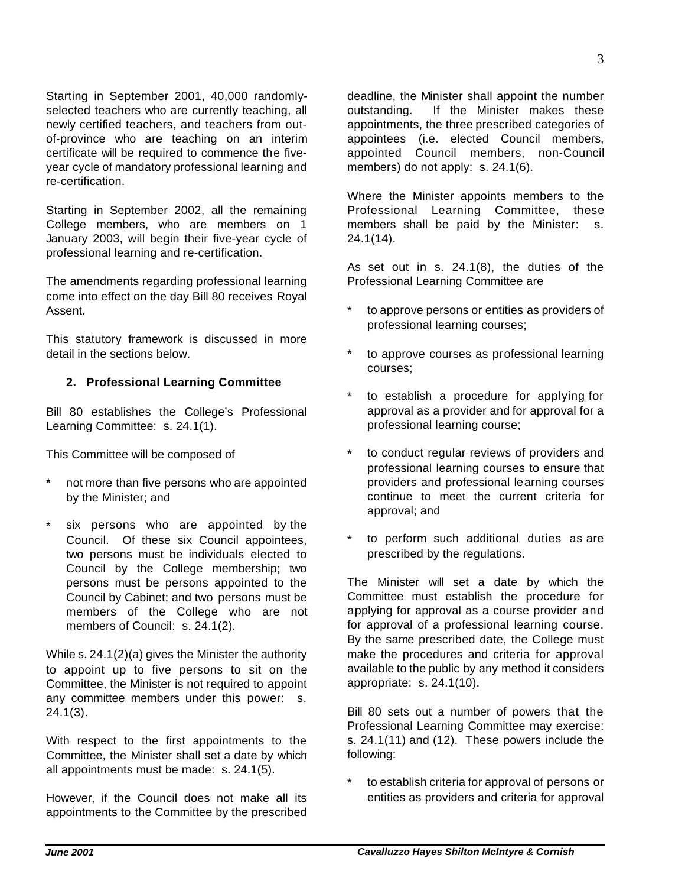Starting in September 2001, 40,000 randomly-selected teachers who are currently teaching, all newly certified teachers, and teachers from out-of-province who are teaching on an interim certificate will be required to commence the five-year cycle of mandatory professional learning and re-certification.

Starting in September 2002, all the remaining College members, who are members on 1 January 2003, will begin their five-year cycle of professional learning and re-certification.

The amendments regarding professional learning come into effect on the day Bill 80 receives Royal Assent.

This statutory framework is discussed in more detail in the sections below.

## 2. Professional Learning Committee

Bill 80 establishes the College's Professional Learning Committee: s. 24.1(1).

This Committee will be composed of

* not more than five persons who are appointed by the Minister; and
* six persons who are appointed by the Council. Of these six Council appointees, two persons must be individuals elected to Council by the College membership; two persons must be persons appointed to the Council by Cabinet; and two persons must be members of the College who are not members of Council: s. 24.1(2).

While s. 24.1(2)(a) gives the Minister the authority to appoint up to five persons to sit on the Committee, the Minister is not required to appoint any committee members under this power: s. 24.1(3).

With respect to the first appointments to the Committee, the Minister shall set a date by which all appointments must be made: s. 24.1(5).

However, if the Council does not make all its appointments to the Committee by the prescribed deadline, the Minister shall appoint the number outstanding. If the Minister makes these appointments, the three prescribed categories of appointees (i.e. elected Council members, appointed Council members, non-Council members) do not apply: s. 24.1(6).

Where the Minister appoints members to the Professional Learning Committee, these members shall be paid by the Minister: s. 24.1(14).

As set out in s. 24.1(8), the duties of the Professional Learning Committee are

* to approve persons or entities as providers of professional learning courses;
* to approve courses as professional learning courses;
* to establish a procedure for applying for approval as a provider and for approval for a professional learning course;
* to conduct regular reviews of providers and professional learning courses to ensure that providers and professional learning courses continue to meet the current criteria for approval; and
* to perform such additional duties as are prescribed by the regulations.

The Minister will set a date by which the Committee must establish the procedure for applying for approval as a course provider and for approval of a professional learning course. By the same prescribed date, the College must make the procedures and criteria for approval available to the public by any method it considers appropriate: s. 24.1(10).

Bill 80 sets out a number of powers that the Professional Learning Committee may exercise: s. 24.1(11) and (12). These powers include the following:

* to establish criteria for approval of persons or entities as providers and criteria for approval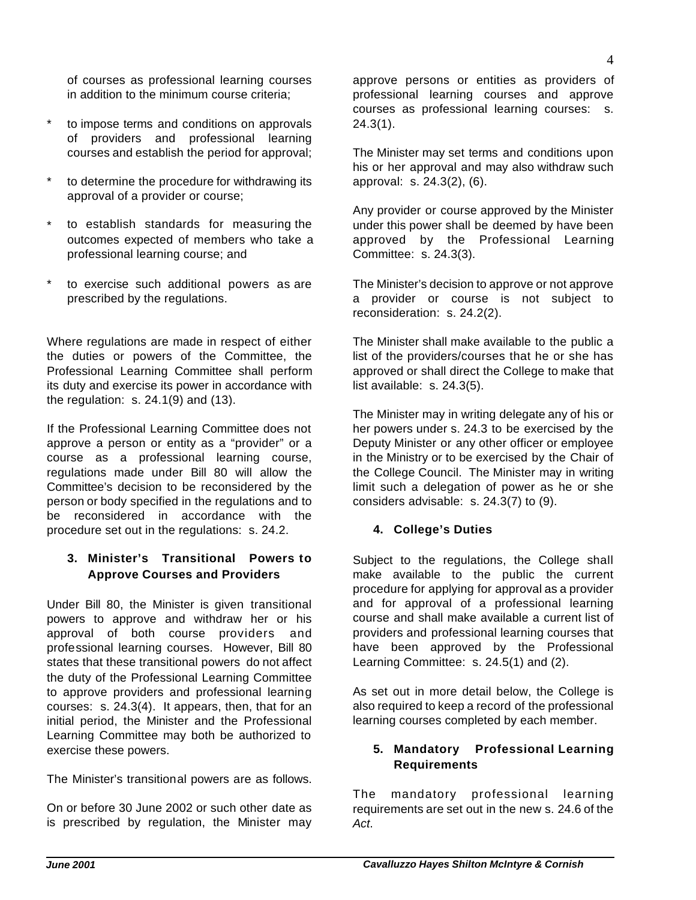of courses as professional learning courses in addition to the minimum course criteria;

* to impose terms and conditions on approvals of providers and professional learning courses and establish the period for approval;
* to determine the procedure for withdrawing its approval of a provider or course;
* to establish standards for measuring the outcomes expected of members who take a professional learning course; and
* to exercise such additional powers as are prescribed by the regulations.

Where regulations are made in respect of either the duties or powers of the Committee, the Professional Learning Committee shall perform its duty and exercise its power in accordance with the regulation: s. 24.1(9) and (13).

If the Professional Learning Committee does not approve a person or entity as a "provider" or a course as a professional learning course, regulations made under Bill 80 will allow the Committee's decision to be reconsidered by the person or body specified in the regulations and to be reconsidered in accordance with the procedure set out in the regulations: s. 24.2.

### 3. Minister's Transitional Powers to Approve Courses and Providers

Under Bill 80, the Minister is given transitional powers to approve and withdraw her or his approval of both course providers and professional learning courses. However, Bill 80 states that these transitional powers do not affect the duty of the Professional Learning Committee to approve providers and professional learning courses: s. 24.3(4). It appears, then, that for an initial period, the Minister and the Professional Learning Committee may both be authorized to exercise these powers.

The Minister's transitional powers are as follows.

On or before 30 June 2002 or such other date as is prescribed by regulation, the Minister may approve persons or entities as providers of professional learning courses and approve courses as professional learning courses: s. 24.3(1).

The Minister may set terms and conditions upon his or her approval and may also withdraw such approval: s. 24.3(2), (6).

Any provider or course approved by the Minister under this power shall be deemed by have been approved by the Professional Learning Committee: s. 24.3(3).

The Minister's decision to approve or not approve a provider or course is not subject to reconsideration: s. 24.2(2).

The Minister shall make available to the public a list of the providers/courses that he or she has approved or shall direct the College to make that list available: s. 24.3(5).

The Minister may in writing delegate any of his or her powers under s. 24.3 to be exercised by the Deputy Minister or any other officer or employee in the Ministry or to be exercised by the Chair of the College Council. The Minister may in writing limit such a delegation of power as he or she considers advisable: s. 24.3(7) to (9).

### 4. College's Duties

Subject to the regulations, the College shall make available to the public the current procedure for applying for approval as a provider and for approval of a professional learning course and shall make available a current list of providers and professional learning courses that have been approved by the Professional Learning Committee: s. 24.5(1) and (2).

As set out in more detail below, the College is also required to keep a record of the professional learning courses completed by each member.

### 5. Mandatory Professional Learning Requirements

The mandatory professional learning requirements are set out in the new s. 24.6 of the *Act*.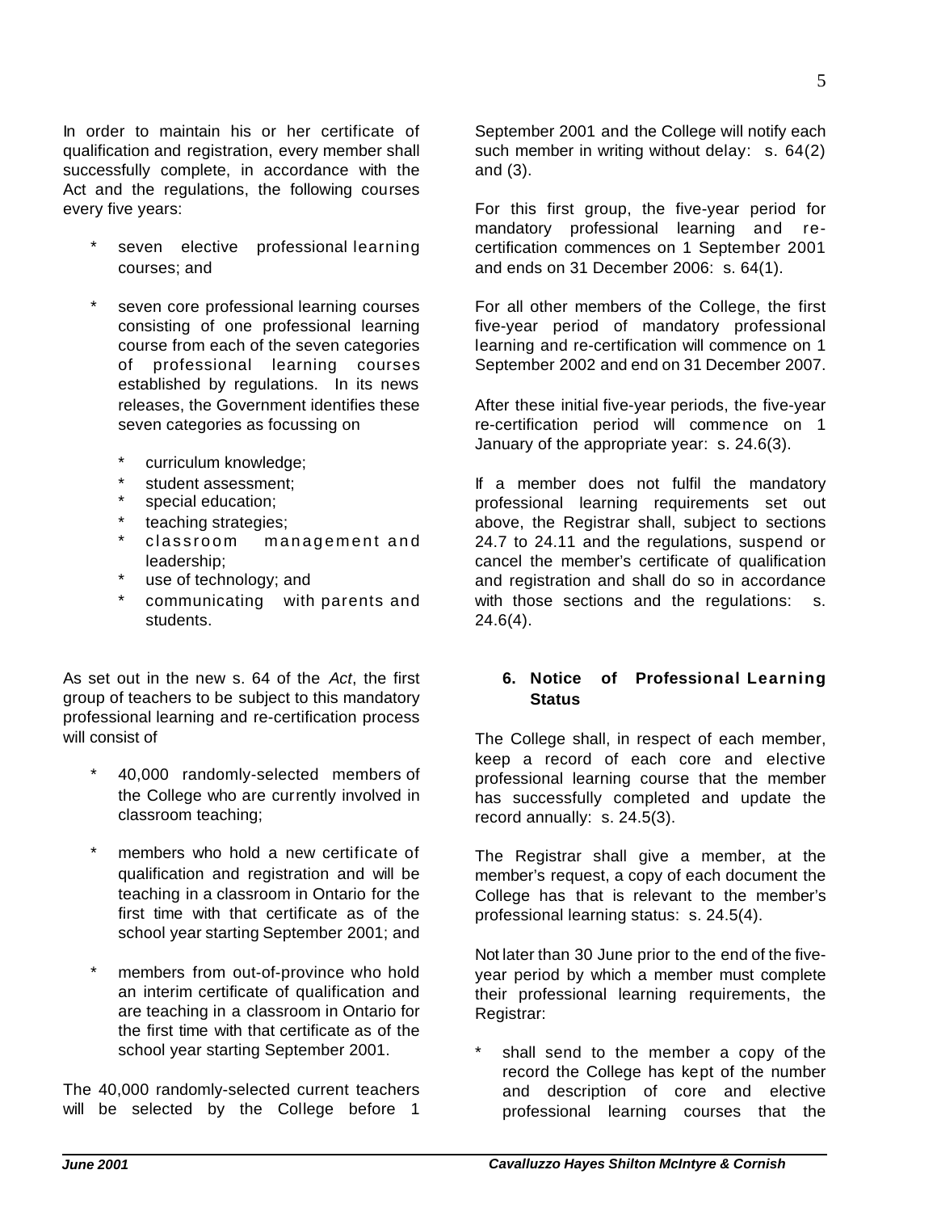In order to maintain his or her certificate of qualification and registration, every member shall successfully complete, in accordance with the Act and the regulations, the following courses every five years:

- seven elective professional learning courses; and
- seven core professional learning courses consisting of one professional learning course from each of the seven categories of professional learning courses established by regulations. In its news releases, the Government identifies these seven categories as focussing on
  - curriculum knowledge;
  - student assessment;
  - special education;
  - teaching strategies;
  - classroom management and leadership;
  - use of technology; and
  - communicating with parents and students.

As set out in the new s. 64 of the *Act*, the first group of teachers to be subject to this mandatory professional learning and re-certification process will consist of

- 40,000 randomly-selected members of the College who are currently involved in classroom teaching;
- members who hold a new certificate of qualification and registration and will be teaching in a classroom in Ontario for the first time with that certificate as of the school year starting September 2001; and
- members from out-of-province who hold an interim certificate of qualification and are teaching in a classroom in Ontario for the first time with that certificate as of the school year starting September 2001.

The 40,000 randomly-selected current teachers will be selected by the College before 1 September 2001 and the College will notify each such member in writing without delay: s. 64(2) and (3).

For this first group, the five-year period for mandatory professional learning and re-certification commences on 1 September 2001 and ends on 31 December 2006: s. 64(1).

For all other members of the College, the first five-year period of mandatory professional learning and re-certification will commence on 1 September 2002 and end on 31 December 2007.

After these initial five-year periods, the five-year re-certification period will commence on 1 January of the appropriate year: s. 24.6(3).

If a member does not fulfil the mandatory professional learning requirements set out above, the Registrar shall, subject to sections 24.7 to 24.11 and the regulations, suspend or cancel the member's certificate of qualification and registration and shall do so in accordance with those sections and the regulations: s. 24.6(4).

## 6. Notice of Professional Learning Status

The College shall, in respect of each member, keep a record of each core and elective professional learning course that the member has successfully completed and update the record annually: s. 24.5(3).

The Registrar shall give a member, at the member's request, a copy of each document the College has that is relevant to the member's professional learning status: s. 24.5(4).

Not later than 30 June prior to the end of the five-year period by which a member must complete their professional learning requirements, the Registrar:

- shall send to the member a copy of the record the College has kept of the number and description of core and elective professional learning courses that the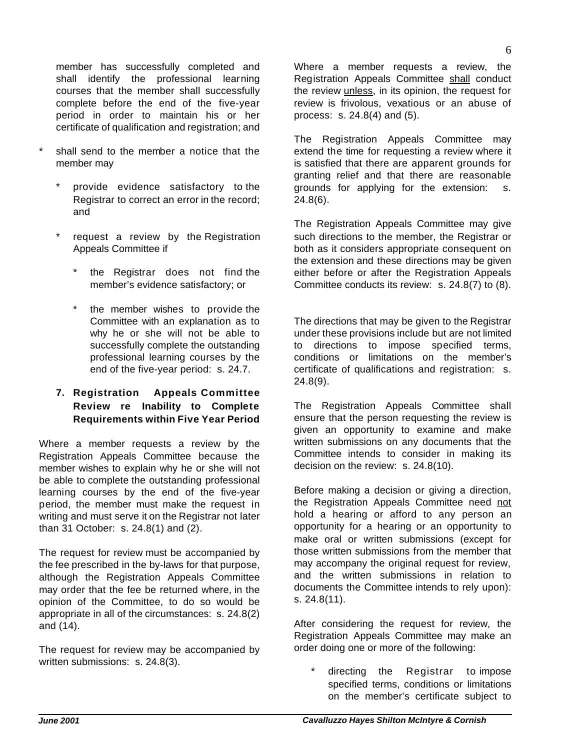member has successfully completed and shall identify the professional learning courses that the member shall successfully complete before the end of the five-year period in order to maintain his or her certificate of qualification and registration; and

* shall send to the member a notice that the member may
    * provide evidence satisfactory to the Registrar to correct an error in the record; and
    * request a review by the Registration Appeals Committee if
        * the Registrar does not find the member's evidence satisfactory; or
        * the member wishes to provide the Committee with an explanation as to why he or she will not be able to successfully complete the outstanding professional learning courses by the end of the five-year period: s. 24.7.

### 7. Registration Appeals Committee Review re Inability to Complete Requirements within Five Year Period

Where a member requests a review by the Registration Appeals Committee because the member wishes to explain why he or she will not be able to complete the outstanding professional learning courses by the end of the five-year period, the member must make the request in writing and must serve it on the Registrar not later than 31 October: s. 24.8(1) and (2).

The request for review must be accompanied by the fee prescribed in the by-laws for that purpose, although the Registration Appeals Committee may order that the fee be returned where, in the opinion of the Committee, to do so would be appropriate in all of the circumstances: s. 24.8(2) and (14).

The request for review may be accompanied by written submissions: s. 24.8(3).

Where a member requests a review, the Registration Appeals Committee <u>shall</u> conduct the review <u>unless</u>, in its opinion, the request for review is frivolous, vexatious or an abuse of process: s. 24.8(4) and (5).

The Registration Appeals Committee may extend the time for requesting a review where it is satisfied that there are apparent grounds for granting relief and that there are reasonable grounds for applying for the extension: s. 24.8(6).

The Registration Appeals Committee may give such directions to the member, the Registrar or both as it considers appropriate consequent on the extension and these directions may be given either before or after the Registration Appeals Committee conducts its review: s. 24.8(7) to (8).

The directions that may be given to the Registrar under these provisions include but are not limited to directions to impose specified terms, conditions or limitations on the member's certificate of qualifications and registration: s. 24.8(9).

The Registration Appeals Committee shall ensure that the person requesting the review is given an opportunity to examine and make written submissions on any documents that the Committee intends to consider in making its decision on the review: s. 24.8(10).

Before making a decision or giving a direction, the Registration Appeals Committee need <u>not</u> hold a hearing or afford to any person an opportunity for a hearing or an opportunity to make oral or written submissions (except for those written submissions from the member that may accompany the original request for review, and the written submissions in relation to documents the Committee intends to rely upon): s. 24.8(11).

After considering the request for review, the Registration Appeals Committee may make an order doing one or more of the following:

* directing the Registrar to impose specified terms, conditions or limitations on the member's certificate subject to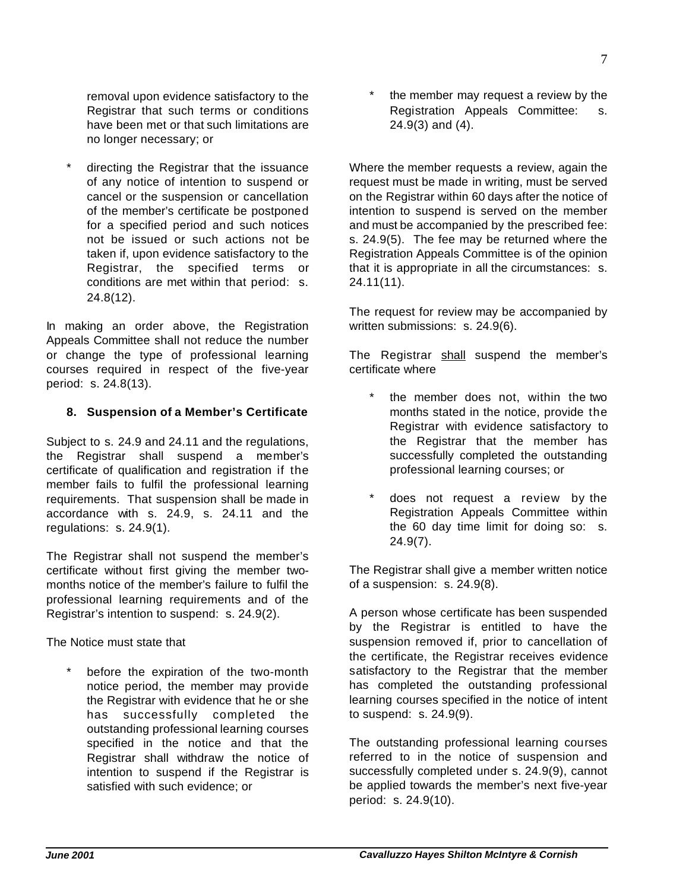removal upon evidence satisfactory to the Registrar that such terms or conditions have been met or that such limitations are no longer necessary; or

* directing the Registrar that the issuance of any notice of intention to suspend or cancel or the suspension or cancellation of the member's certificate be postponed for a specified period and such notices not be issued or such actions not be taken if, upon evidence satisfactory to the Registrar, the specified terms or conditions are met within that period: s. 24.8(12).

In making an order above, the Registration Appeals Committee shall not reduce the number or change the type of professional learning courses required in respect of the five-year period: s. 24.8(13).

### 8. Suspension of a Member's Certificate

Subject to s. 24.9 and 24.11 and the regulations, the Registrar shall suspend a member's certificate of qualification and registration if the member fails to fulfil the professional learning requirements. That suspension shall be made in accordance with s. 24.9, s. 24.11 and the regulations: s. 24.9(1).

The Registrar shall not suspend the member's certificate without first giving the member two-months notice of the member's failure to fulfil the professional learning requirements and of the Registrar's intention to suspend: s. 24.9(2).

The Notice must state that

* before the expiration of the two-month notice period, the member may provide the Registrar with evidence that he or she has successfully completed the outstanding professional learning courses specified in the notice and that the Registrar shall withdraw the notice of intention to suspend if the Registrar is satisfied with such evidence; or
* the member may request a review by the Registration Appeals Committee: s. 24.9(3) and (4).

Where the member requests a review, again the request must be made in writing, must be served on the Registrar within 60 days after the notice of intention to suspend is served on the member and must be accompanied by the prescribed fee: s. 24.9(5). The fee may be returned where the Registration Appeals Committee is of the opinion that it is appropriate in all the circumstances: s. 24.11(11).

The request for review may be accompanied by written submissions: s. 24.9(6).

The Registrar <u>shall</u> suspend the member's certificate where

* the member does not, within the two months stated in the notice, provide the Registrar with evidence satisfactory to the Registrar that the member has successfully completed the outstanding professional learning courses; or
* does not request a review by the Registration Appeals Committee within the 60 day time limit for doing so: s. 24.9(7).

The Registrar shall give a member written notice of a suspension: s. 24.9(8).

A person whose certificate has been suspended by the Registrar is entitled to have the suspension removed if, prior to cancellation of the certificate, the Registrar receives evidence satisfactory to the Registrar that the member has completed the outstanding professional learning courses specified in the notice of intent to suspend: s. 24.9(9).

The outstanding professional learning courses referred to in the notice of suspension and successfully completed under s. 24.9(9), cannot be applied towards the member's next five-year period: s. 24.9(10).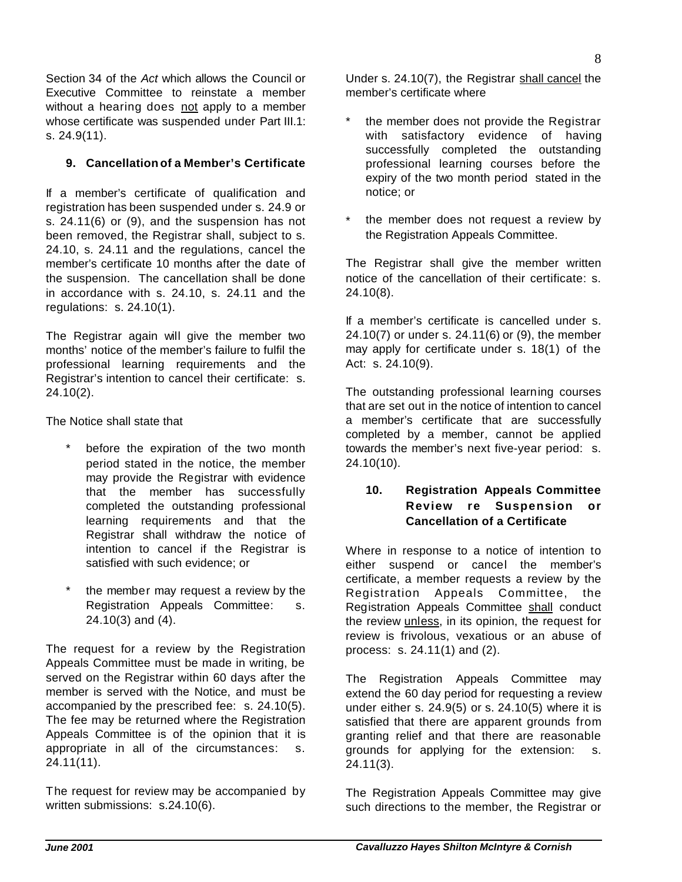Section 34 of the *Act* which allows the Council or Executive Committee to reinstate a member without a hearing does not apply to a member whose certificate was suspended under Part III.1: s. 24.9(11).

### 9. Cancellation of a Member's Certificate

If a member's certificate of qualification and registration has been suspended under s. 24.9 or s. 24.11(6) or (9), and the suspension has not been removed, the Registrar shall, subject to s. 24.10, s. 24.11 and the regulations, cancel the member's certificate 10 months after the date of the suspension. The cancellation shall be done in accordance with s. 24.10, s. 24.11 and the regulations: s. 24.10(1).

The Registrar again will give the member two months' notice of the member's failure to fulfil the professional learning requirements and the Registrar's intention to cancel their certificate: s. 24.10(2).

The Notice shall state that

- before the expiration of the two month period stated in the notice, the member may provide the Registrar with evidence that the member has successfully completed the outstanding professional learning requirements and that the Registrar shall withdraw the notice of intention to cancel if the Registrar is satisfied with such evidence; or
- the member may request a review by the Registration Appeals Committee: s. 24.10(3) and (4).

The request for a review by the Registration Appeals Committee must be made in writing, be served on the Registrar within 60 days after the member is served with the Notice, and must be accompanied by the prescribed fee: s. 24.10(5). The fee may be returned where the Registration Appeals Committee is of the opinion that it is appropriate in all of the circumstances: s. 24.11(11).

The request for review may be accompanied by written submissions: s.24.10(6).

Under s. 24.10(7), the Registrar shall cancel the member's certificate where

- the member does not provide the Registrar with satisfactory evidence of having successfully completed the outstanding professional learning courses before the expiry of the two month period stated in the notice; or
- the member does not request a review by the Registration Appeals Committee.

The Registrar shall give the member written notice of the cancellation of their certificate: s. 24.10(8).

If a member's certificate is cancelled under s. 24.10(7) or under s. 24.11(6) or (9), the member may apply for certificate under s. 18(1) of the Act: s. 24.10(9).

The outstanding professional learning courses that are set out in the notice of intention to cancel a member's certificate that are successfully completed by a member, cannot be applied towards the member's next five-year period: s. 24.10(10).

### 10. Registration Appeals Committee Review re Suspension or Cancellation of a Certificate

Where in response to a notice of intention to either suspend or cancel the member's certificate, a member requests a review by the Registration Appeals Committee, the Registration Appeals Committee shall conduct the review unless, in its opinion, the request for review is frivolous, vexatious or an abuse of process: s. 24.11(1) and (2).

The Registration Appeals Committee may extend the 60 day period for requesting a review under either s. 24.9(5) or s. 24.10(5) where it is satisfied that there are apparent grounds from granting relief and that there are reasonable grounds for applying for the extension: s. 24.11(3).

The Registration Appeals Committee may give such directions to the member, the Registrar or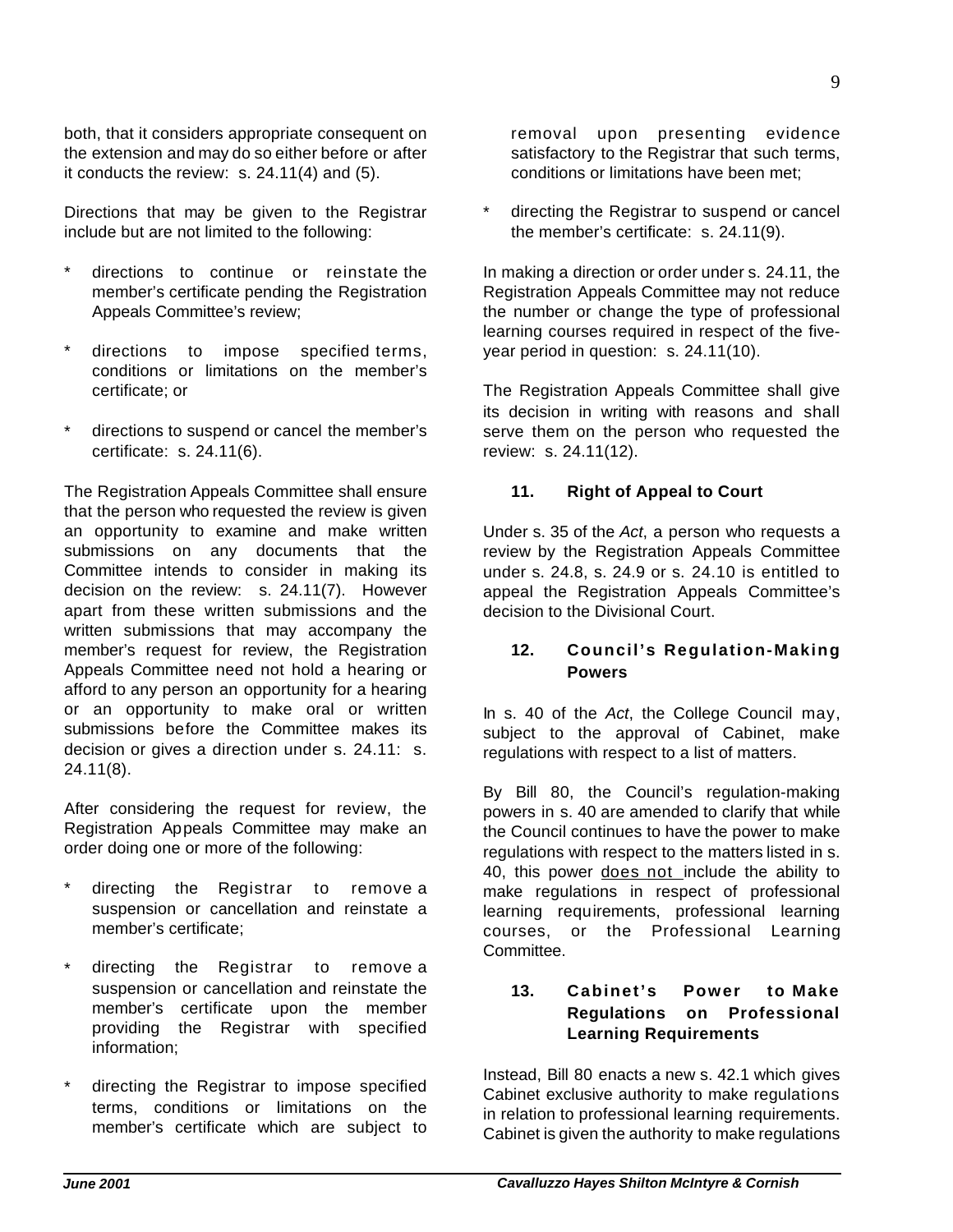both, that it considers appropriate consequent on the extension and may do so either before or after it conducts the review: s. 24.11(4) and (5).

Directions that may be given to the Registrar include but are not limited to the following:

* directions to continue or reinstate the member's certificate pending the Registration Appeals Committee's review;
* directions to impose specified terms, conditions or limitations on the member's certificate; or
* directions to suspend or cancel the member's certificate: s. 24.11(6).

The Registration Appeals Committee shall ensure that the person who requested the review is given an opportunity to examine and make written submissions on any documents that the Committee intends to consider in making its decision on the review: s. 24.11(7). However apart from these written submissions and the written submissions that may accompany the member's request for review, the Registration Appeals Committee need not hold a hearing or afford to any person an opportunity for a hearing or an opportunity to make oral or written submissions before the Committee makes its decision or gives a direction under s. 24.11: s. 24.11(8).

After considering the request for review, the Registration Appeals Committee may make an order doing one or more of the following:

* directing the Registrar to remove a suspension or cancellation and reinstate a member's certificate;
* directing the Registrar to remove a suspension or cancellation and reinstate the member's certificate upon the member providing the Registrar with specified information;
* directing the Registrar to impose specified terms, conditions or limitations on the member's certificate which are subject to removal upon presenting evidence satisfactory to the Registrar that such terms, conditions or limitations have been met;
* directing the Registrar to suspend or cancel the member's certificate: s. 24.11(9).

In making a direction or order under s. 24.11, the Registration Appeals Committee may not reduce the number or change the type of professional learning courses required in respect of the five-year period in question: s. 24.11(10).

The Registration Appeals Committee shall give its decision in writing with reasons and shall serve them on the person who requested the review: s. 24.11(12).

### 11. Right of Appeal to Court

Under s. 35 of the *Act*, a person who requests a review by the Registration Appeals Committee under s. 24.8, s. 24.9 or s. 24.10 is entitled to appeal the Registration Appeals Committee's decision to the Divisional Court.

### 12. Council's Regulation-Making Powers

In s. 40 of the *Act*, the College Council may, subject to the approval of Cabinet, make regulations with respect to a list of matters.

By Bill 80, the Council's regulation-making powers in s. 40 are amended to clarify that while the Council continues to have the power to make regulations with respect to the matters listed in s. 40, this power <u>does not</u> include the ability to make regulations in respect of professional learning requirements, professional learning courses, or the Professional Learning Committee.

### 13. Cabinet's Power to Make Regulations on Professional Learning Requirements

Instead, Bill 80 enacts a new s. 42.1 which gives Cabinet exclusive authority to make regulations in relation to professional learning requirements. Cabinet is given the authority to make regulations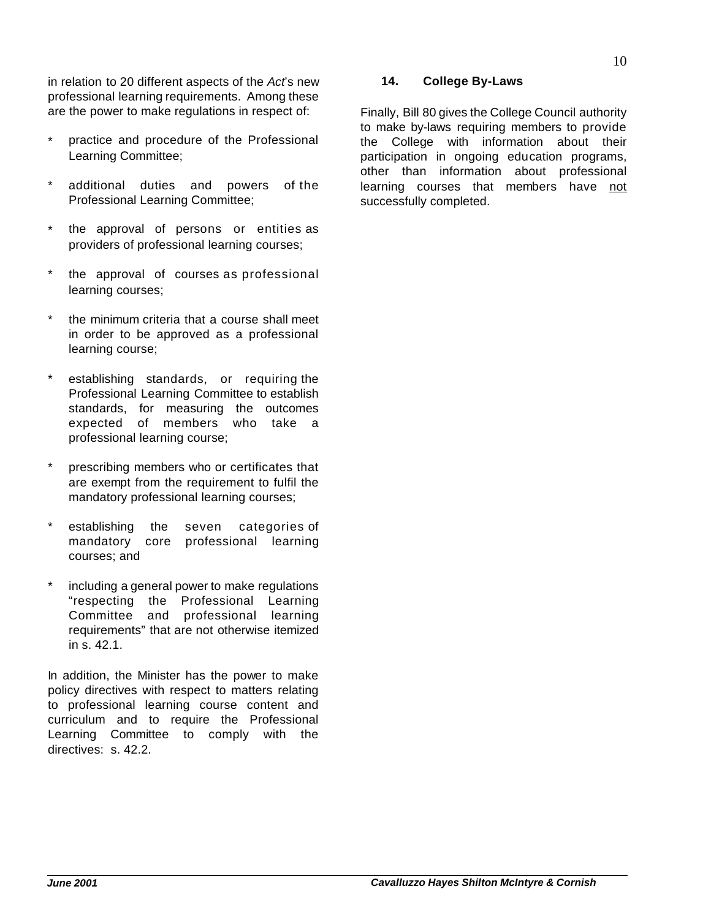in relation to 20 different aspects of the *Act*'s new professional learning requirements. Among these are the power to make regulations in respect of:

- practice and procedure of the Professional Learning Committee;
- additional duties and powers of the Professional Learning Committee;
- the approval of persons or entities as providers of professional learning courses;
- the approval of courses as professional learning courses;
- the minimum criteria that a course shall meet in order to be approved as a professional learning course;
- establishing standards, or requiring the Professional Learning Committee to establish standards, for measuring the outcomes expected of members who take a professional learning course;
- prescribing members who or certificates that are exempt from the requirement to fulfil the mandatory professional learning courses;
- establishing the seven categories of mandatory core professional learning courses; and
- including a general power to make regulations "respecting the Professional Learning Committee and professional learning requirements" that are not otherwise itemized in s. 42.1.

In addition, the Minister has the power to make policy directives with respect to matters relating to professional learning course content and curriculum and to require the Professional Learning Committee to comply with the directives: s. 42.2.

## 14. College By-Laws

Finally, Bill 80 gives the College Council authority to make by-laws requiring members to provide the College with information about their participation in ongoing education programs, other than information about professional learning courses that members have not successfully completed.